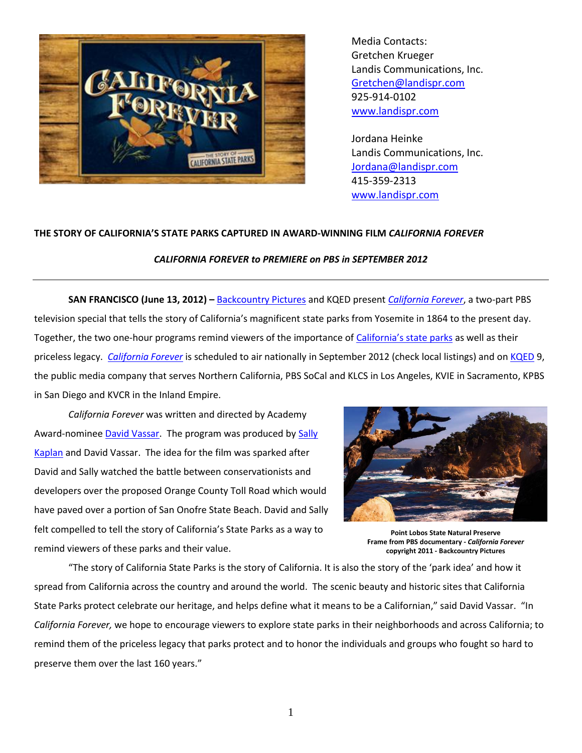Media Contacts:
Gretchen Krueger
Landis Communications, Inc.
Gretchen@landispr.com
925-914-0102
www.landispr.com

Jordana Heinke
Landis Communications, Inc.
Jordana@landispr.com
415-359-2313
www.landispr.com

**THE STORY OF CALIFORNIA'S STATE PARKS CAPTURED IN AWARD-WINNING FILM *CALIFORNIA FOREVER***

***CALIFORNIA FOREVER to PREMIERE on PBS in SEPTEMBER 2012***

---

**SAN FRANCISCO (June 13, 2012) –** Backcountry Pictures and KQED present *California Forever*, a two-part PBS television special that tells the story of California's magnificent state parks from Yosemite in 1864 to the present day. Together, the two one-hour programs remind viewers of the importance of California's state parks as well as their priceless legacy. *California Forever* is scheduled to air nationally in September 2012 (check local listings) and on KQED 9, the public media company that serves Northern California, PBS SoCal and KLCS in Los Angeles, KVIE in Sacramento, KPBS in San Diego and KVCR in the Inland Empire.

*California Forever* was written and directed by Academy Award-nominee David Vassar. The program was produced by Sally Kaplan and David Vassar. The idea for the film was sparked after David and Sally watched the battle between conservationists and developers over the proposed Orange County Toll Road which would have paved over a portion of San Onofre State Beach. David and Sally felt compelled to tell the story of California's State Parks as a way to remind viewers of these parks and their value.

**Point Lobos State Natural Preserve**
**Frame from PBS documentary - *California Forever***
**copyright 2011 - Backcountry Pictures**

"The story of California State Parks is the story of California. It is also the story of the 'park idea' and how it spread from California across the country and around the world. The scenic beauty and historic sites that California State Parks protect celebrate our heritage, and helps define what it means to be a Californian," said David Vassar. "In *California Forever,* we hope to encourage viewers to explore state parks in their neighborhoods and across California; to remind them of the priceless legacy that parks protect and to honor the individuals and groups who fought so hard to preserve them over the last 160 years."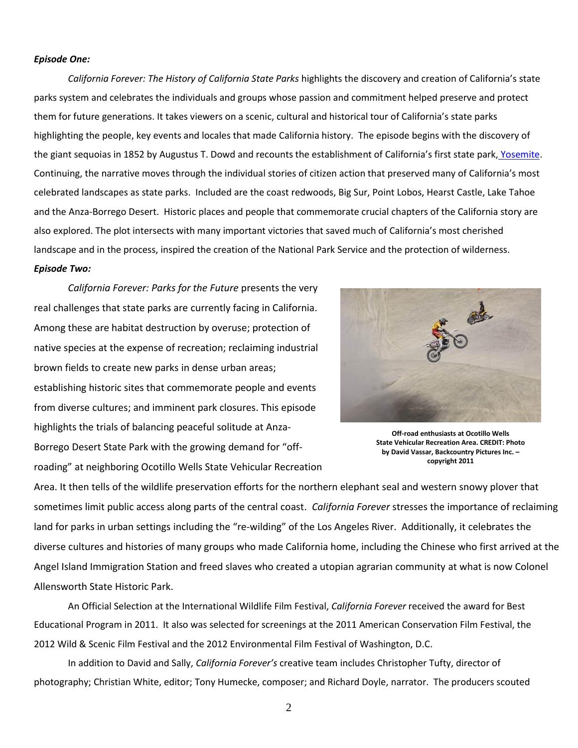***Episode One:***

*California Forever: The History of California State Parks* highlights the discovery and creation of California's state parks system and celebrates the individuals and groups whose passion and commitment helped preserve and protect them for future generations. It takes viewers on a scenic, cultural and historical tour of California's state parks highlighting the people, key events and locales that made California history. The episode begins with the discovery of the giant sequoias in 1852 by Augustus T. Dowd and recounts the establishment of California's first state park, Yosemite. Continuing, the narrative moves through the individual stories of citizen action that preserved many of California's most celebrated landscapes as state parks. Included are the coast redwoods, Big Sur, Point Lobos, Hearst Castle, Lake Tahoe and the Anza-Borrego Desert. Historic places and people that commemorate crucial chapters of the California story are also explored. The plot intersects with many important victories that saved much of California's most cherished landscape and in the process, inspired the creation of the National Park Service and the protection of wilderness.

***Episode Two:***

*California Forever: Parks for the Future* presents the very real challenges that state parks are currently facing in California. Among these are habitat destruction by overuse; protection of native species at the expense of recreation; reclaiming industrial brown fields to create new parks in dense urban areas; establishing historic sites that commemorate people and events from diverse cultures; and imminent park closures. This episode highlights the trials of balancing peaceful solitude at Anza-Borrego Desert State Park with the growing demand for "off-roading" at neighboring Ocotillo Wells State Vehicular Recreation Area. It then tells of the wildlife preservation efforts for the northern elephant seal and western snowy plover that sometimes limit public access along parts of the central coast. *California Forever* stresses the importance of reclaiming land for parks in urban settings including the "re-wilding" of the Los Angeles River. Additionally, it celebrates the diverse cultures and histories of many groups who made California home, including the Chinese who first arrived at the Angel Island Immigration Station and freed slaves who created a utopian agrarian community at what is now Colonel Allensworth State Historic Park.

**Off-road enthusiasts at Ocotillo Wells State Vehicular Recreation Area. CREDIT: Photo by David Vassar, Backcountry Pictures Inc. – copyright 2011**

An Official Selection at the International Wildlife Film Festival, *California Forever* received the award for Best Educational Program in 2011. It also was selected for screenings at the 2011 American Conservation Film Festival, the 2012 Wild & Scenic Film Festival and the 2012 Environmental Film Festival of Washington, D.C.

In addition to David and Sally, *California Forever's* creative team includes Christopher Tufty, director of photography; Christian White, editor; Tony Humecke, composer; and Richard Doyle, narrator. The producers scouted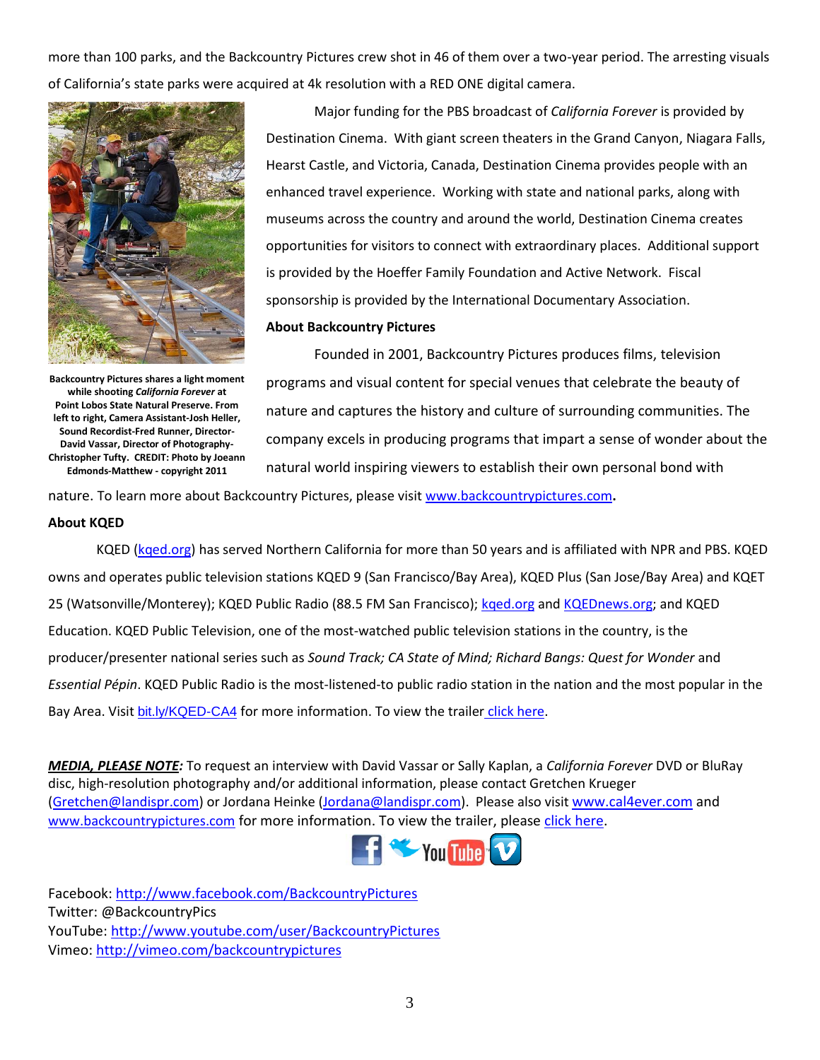more than 100 parks, and the Backcountry Pictures crew shot in 46 of them over a two-year period. The arresting visuals of California's state parks were acquired at 4k resolution with a RED ONE digital camera.

**Backcountry Pictures shares a light moment while shooting *California Forever* at Point Lobos State Natural Preserve. From left to right, Camera Assistant-Josh Heller, Sound Recordist-Fred Runner, Director-David Vassar, Director of Photography-Christopher Tufty. CREDIT: Photo by Joeann Edmonds-Matthew - copyright 2011**

Major funding for the PBS broadcast of *California Forever* is provided by Destination Cinema. With giant screen theaters in the Grand Canyon, Niagara Falls, Hearst Castle, and Victoria, Canada, Destination Cinema provides people with an enhanced travel experience. Working with state and national parks, along with museums across the country and around the world, Destination Cinema creates opportunities for visitors to connect with extraordinary places. Additional support is provided by the Hoeffer Family Foundation and Active Network. Fiscal sponsorship is provided by the International Documentary Association.

**About Backcountry Pictures**

Founded in 2001, Backcountry Pictures produces films, television programs and visual content for special venues that celebrate the beauty of nature and captures the history and culture of surrounding communities. The company excels in producing programs that impart a sense of wonder about the natural world inspiring viewers to establish their own personal bond with nature. To learn more about Backcountry Pictures, please visit www.backcountrypictures.com.

**About KQED**

KQED (kqed.org) has served Northern California for more than 50 years and is affiliated with NPR and PBS. KQED owns and operates public television stations KQED 9 (San Francisco/Bay Area), KQED Plus (San Jose/Bay Area) and KQET 25 (Watsonville/Monterey); KQED Public Radio (88.5 FM San Francisco); kqed.org and KQEDnews.org; and KQED Education. KQED Public Television, one of the most-watched public television stations in the country, is the producer/presenter national series such as *Sound Track; CA State of Mind; Richard Bangs: Quest for Wonder* and *Essential Pépin*. KQED Public Radio is the most-listened-to public radio station in the nation and the most popular in the Bay Area. Visit bit.ly/KQED-CA4 for more information. To view the trailer click here.

***MEDIA, PLEASE NOTE:*** To request an interview with David Vassar or Sally Kaplan, a *California Forever* DVD or BluRay disc, high-resolution photography and/or additional information, please contact Gretchen Krueger (Gretchen@landispr.com) or Jordana Heinke (Jordana@landispr.com). Please also visit www.cal4ever.com and www.backcountrypictures.com for more information. To view the trailer, please click here.

Facebook: http://www.facebook.com/BackcountryPictures
Twitter: @BackcountryPics
YouTube: http://www.youtube.com/user/BackcountryPictures
Vimeo: http://vimeo.com/backcountrypictures